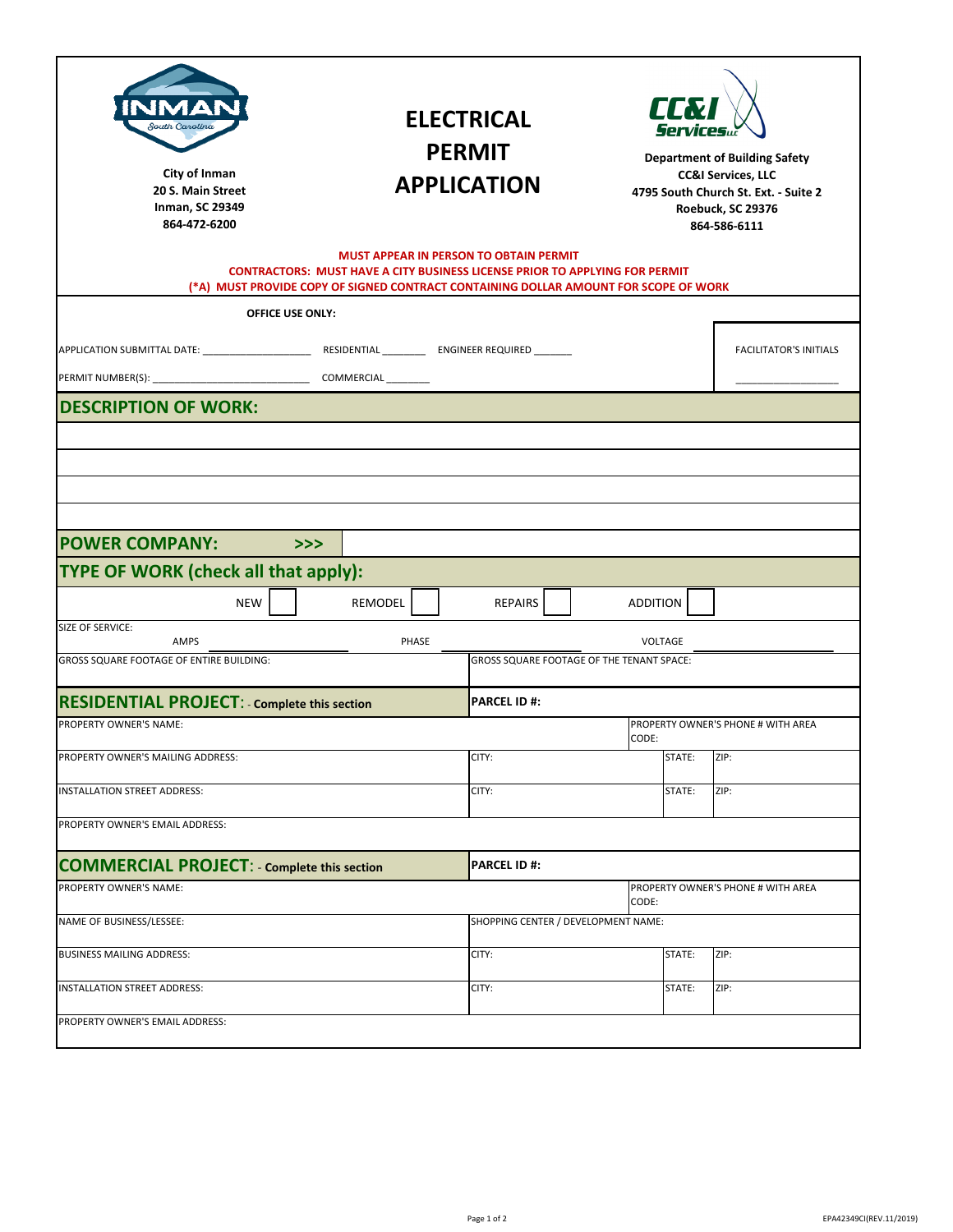City of Inman
20 S. Main Street
Inman, SC 29349
864-472-6200

# ELECTRICAL PERMIT APPLICATION

Department of Building Safety
CC&I Services, LLC
4795 South Church St. Ext. - Suite 2
Roebuck, SC 29376
864-586-6111

**MUST APPEAR IN PERSON TO OBTAIN PERMIT**
**CONTRACTORS: MUST HAVE A CITY BUSINESS LICENSE PRIOR TO APPLYING FOR PERMIT**
**(*A) MUST PROVIDE COPY OF SIGNED CONTRACT CONTAINING DOLLAR AMOUNT FOR SCOPE OF WORK**

**OFFICE USE ONLY:**

APPLICATION SUBMITTAL DATE: ____________________ RESIDENTIAL ________ ENGINEER REQUIRED _______

PERMIT NUMBER(S): ____________________________ COMMERCIAL ________

FACILITATOR'S INITIALS ___________________

## DESCRIPTION OF WORK:

&nbsp;

&nbsp;

&nbsp;

&nbsp;

## POWER COMPANY: >>>

## TYPE OF WORK (check all that apply):

NEW ☐ REMODEL ☐ REPAIRS ☐ ADDITION ☐

SIZE OF SERVICE:
AMPS ____________ PHASE ____________ VOLTAGE ____________

| GROSS SQUARE FOOTAGE OF ENTIRE BUILDING: | GROSS SQUARE FOOTAGE OF THE TENANT SPACE: |
|---|---|
| | |

## RESIDENTIAL PROJECT: - Complete this section

| | | | |
|---|---|---|---|
| **PARCEL ID #:** | | | |
| PROPERTY OWNER'S NAME: | | PROPERTY OWNER'S PHONE # WITH AREA CODE: | |
| PROPERTY OWNER'S MAILING ADDRESS: | CITY: | STATE: | ZIP: |
| INSTALLATION STREET ADDRESS: | CITY: | STATE: | ZIP: |
| PROPERTY OWNER'S EMAIL ADDRESS: | | | |

## COMMERCIAL PROJECT: - Complete this section

| | | | |
|---|---|---|---|
| **PARCEL ID #:** | | | |
| PROPERTY OWNER'S NAME: | | PROPERTY OWNER'S PHONE # WITH AREA CODE: | |
| NAME OF BUSINESS/LESSEE: | SHOPPING CENTER / DEVELOPMENT NAME: | | |
| BUSINESS MAILING ADDRESS: | CITY: | STATE: | ZIP: |
| INSTALLATION STREET ADDRESS: | CITY: | STATE: | ZIP: |
| PROPERTY OWNER'S EMAIL ADDRESS: | | | |

EPA42349CI(REV.11/2019)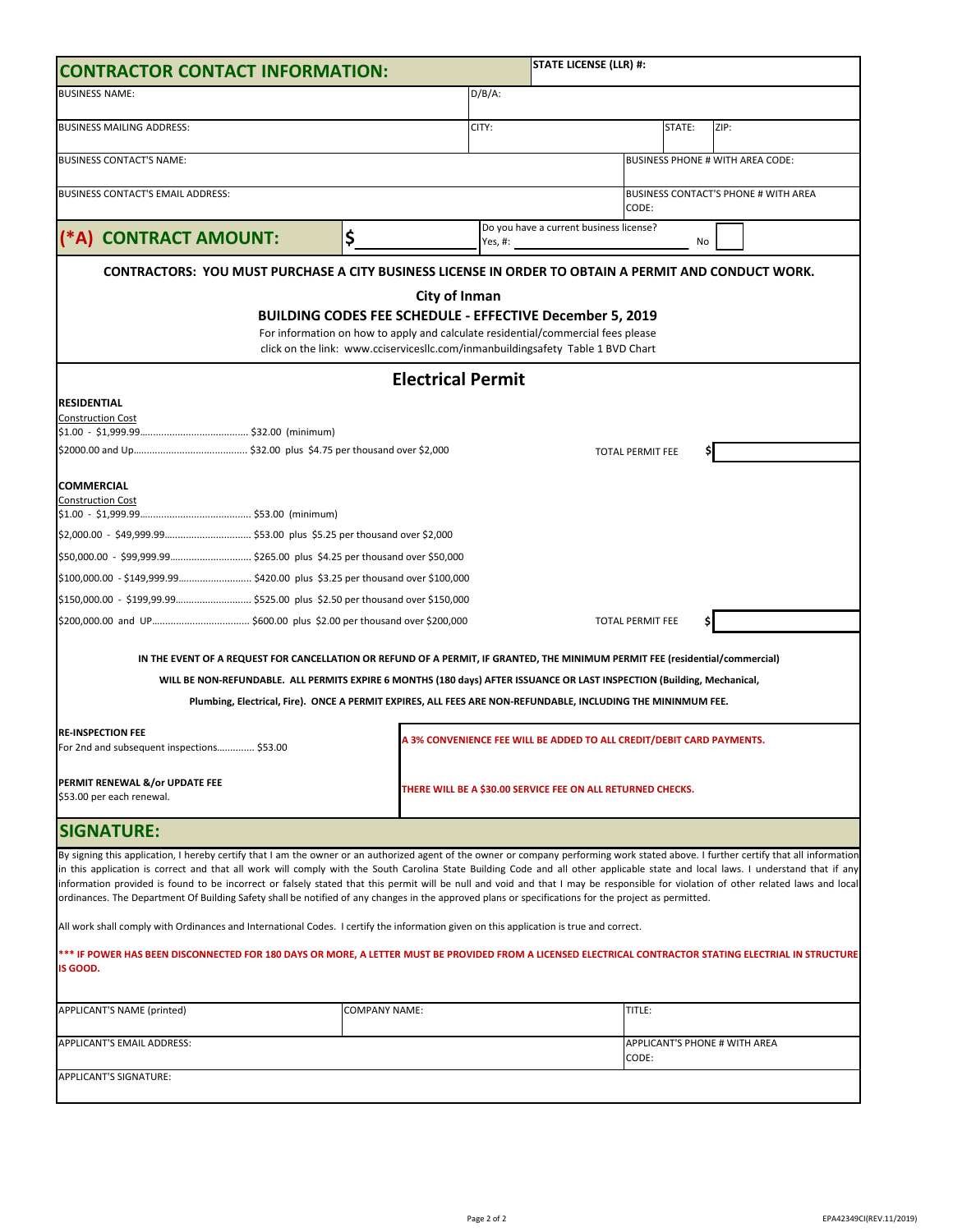## CONTRACTOR CONTACT INFORMATION:

**STATE LICENSE (LLR) #:**

| | | | | |
|---|---|---|---|---|
| BUSINESS NAME: | D/B/A: | | | |
| BUSINESS MAILING ADDRESS: | CITY: | | STATE: | ZIP: |
| BUSINESS CONTACT'S NAME: | | BUSINESS PHONE # WITH AREA CODE: | | |
| BUSINESS CONTACT'S EMAIL ADDRESS: | | BUSINESS CONTACT'S PHONE # WITH AREA CODE: | | |

**(*A) CONTRACT AMOUNT:** $

Do you have a current business license? Yes, #: ______ No

**CONTRACTORS: YOU MUST PURCHASE A CITY BUSINESS LICENSE IN ORDER TO OBTAIN A PERMIT AND CONDUCT WORK.**

**City of Inman**

**BUILDING CODES FEE SCHEDULE - EFFECTIVE December 5, 2019**

For information on how to apply and calculate residential/commercial fees please click on the link: www.cciservicesllc.com/inmanbuildingsafety Table 1 BVD Chart

## Electrical Permit

**RESIDENTIAL**

Construction Cost

$1.00 - $1,999.99........................................ $32.00 (minimum)

$2000.00 and Up.......................................... $32.00 plus $4.75 per thousand over $2,000

TOTAL PERMIT FEE $

**COMMERCIAL**

Construction Cost

$1.00 - $1,999.99........................................ $53.00 (minimum)

$2,000.00 - $49,999.99................................ $53.00 plus $5.25 per thousand over $2,000

$50,000.00 - $99,999.99.............................. $265.00 plus $4.25 per thousand over $50,000

$100,000.00 - $149,999.99........................... $420.00 plus $3.25 per thousand over $100,000

$150,000.00 - $199,99.99............................ $525.00 plus $2.50 per thousand over $150,000

$200,000.00 and UP.................................... $600.00 plus $2.00 per thousand over $200,000

TOTAL PERMIT FEE $

**IN THE EVENT OF A REQUEST FOR CANCELLATION OR REFUND OF A PERMIT, IF GRANTED, THE MINIMUM PERMIT FEE (residential/commercial) WILL BE NON-REFUNDABLE. ALL PERMITS EXPIRE 6 MONTHS (180 days) AFTER ISSUANCE OR LAST INSPECTION (Building, Mechanical, Plumbing, Electrical, Fire). ONCE A PERMIT EXPIRES, ALL FEES ARE NON-REFUNDABLE, INCLUDING THE MININMUM FEE.**

**RE-INSPECTION FEE**

For 2nd and subsequent inspections.............. $53.00

**A 3% CONVENIENCE FEE WILL BE ADDED TO ALL CREDIT/DEBIT CARD PAYMENTS.**

**PERMIT RENEWAL &/or UPDATE FEE**

$53.00 per each renewal.

**THERE WILL BE A $30.00 SERVICE FEE ON ALL RETURNED CHECKS.**

## SIGNATURE:

By signing this application, I hereby certify that I am the owner or an authorized agent of the owner or company performing work stated above. I further certify that all information in this application is correct and that all work will comply with the South Carolina State Building Code and all other applicable state and local laws. I understand that if any information provided is found to be incorrect or falsely stated that this permit will be null and void and that I may be responsible for violation of other related laws and local ordinances. The Department Of Building Safety shall be notified of any changes in the approved plans or specifications for the project as permitted.

All work shall comply with Ordinances and International Codes. I certify the information given on this application is true and correct.

**\*\*\* IF POWER HAS BEEN DISCONNECTED FOR 180 DAYS OR MORE, A LETTER MUST BE PROVIDED FROM A LICENSED ELECTRICAL CONTRACTOR STATING ELECTRIAL IN STRUCTURE IS GOOD.**

| | | |
|---|---|---|
| APPLICANT'S NAME (printed) | COMPANY NAME: | TITLE: |
| APPLICANT'S EMAIL ADDRESS: | | APPLICANT'S PHONE # WITH AREA CODE: |
| APPLICANT'S SIGNATURE: | | |

EPA42349CI(REV.11/2019)